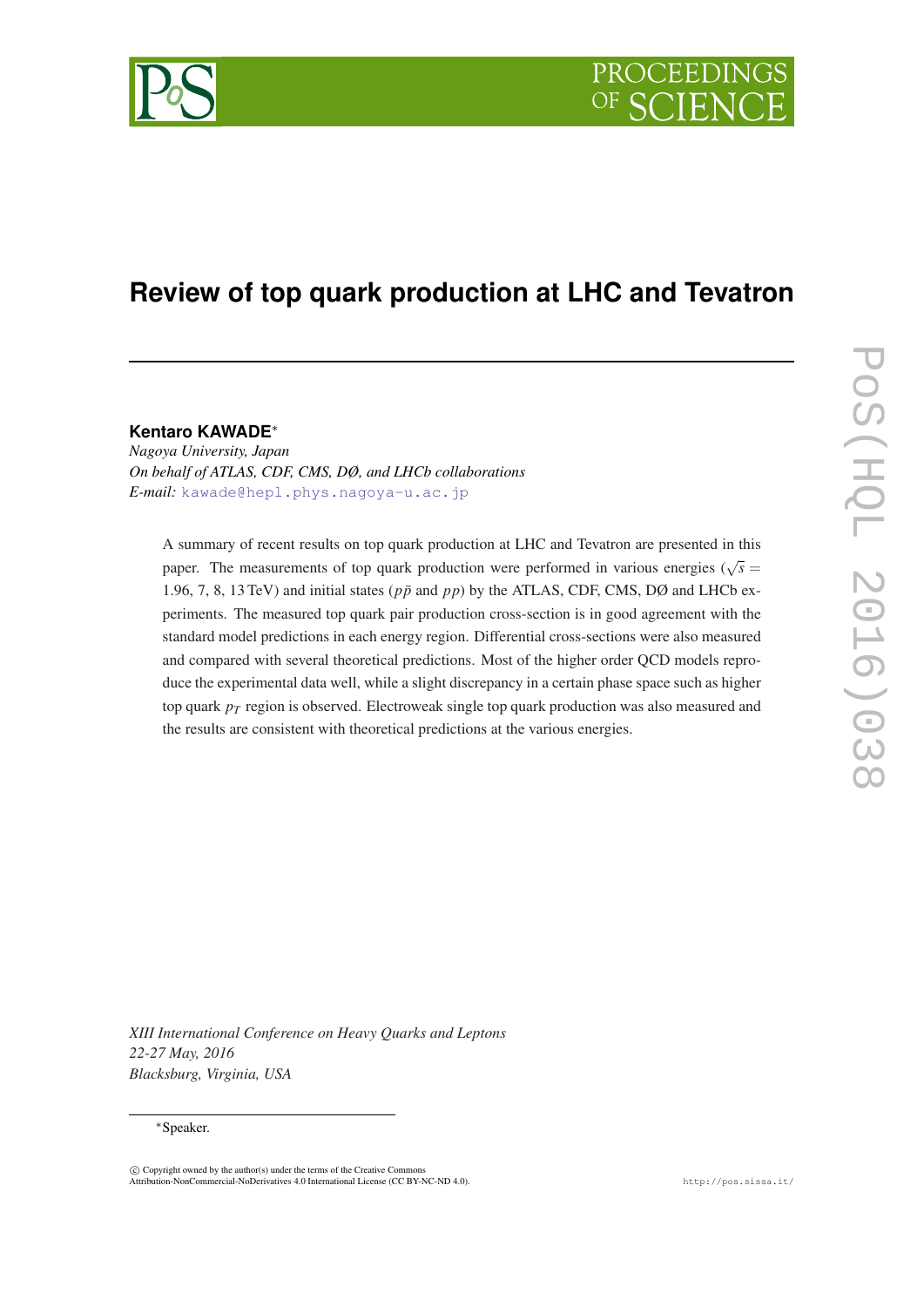# Review of top quark production at LHC and Tevatron

**Kentaro KAWADE**[*]

*Nagoya University, Japan*
*On behalf of ATLAS, CDF, CMS, DØ, and LHCb collaborations*
*E-mail:* kawade@hepl.phys.nagoya-u.ac.jp

A summary of recent results on top quark production at LHC and Tevatron are presented in this paper. The measurements of top quark production were performed in various energies ($\sqrt{s}$ = 1.96, 7, 8, 13 TeV) and initial states ($p\bar{p}$ and $pp$) by the ATLAS, CDF, CMS, DØ and LHCb experiments. The measured top quark pair production cross-section is in good agreement with the standard model predictions in each energy region. Differential cross-sections were also measured and compared with several theoretical predictions. Most of the higher order QCD models reproduce the experimental data well, while a slight discrepancy in a certain phase space such as higher top quark $p_T$ region is observed. Electroweak single top quark production was also measured and the results are consistent with theoretical predictions at the various energies.

*XIII International Conference on Heavy Quarks and Leptons*
*22-27 May, 2016*
*Blacksburg, Virginia, USA*

[*] Speaker.

© Copyright owned by the author(s) under the terms of the Creative Commons Attribution-NonCommercial-NoDerivatives 4.0 International License (CC BY-NC-ND 4.0).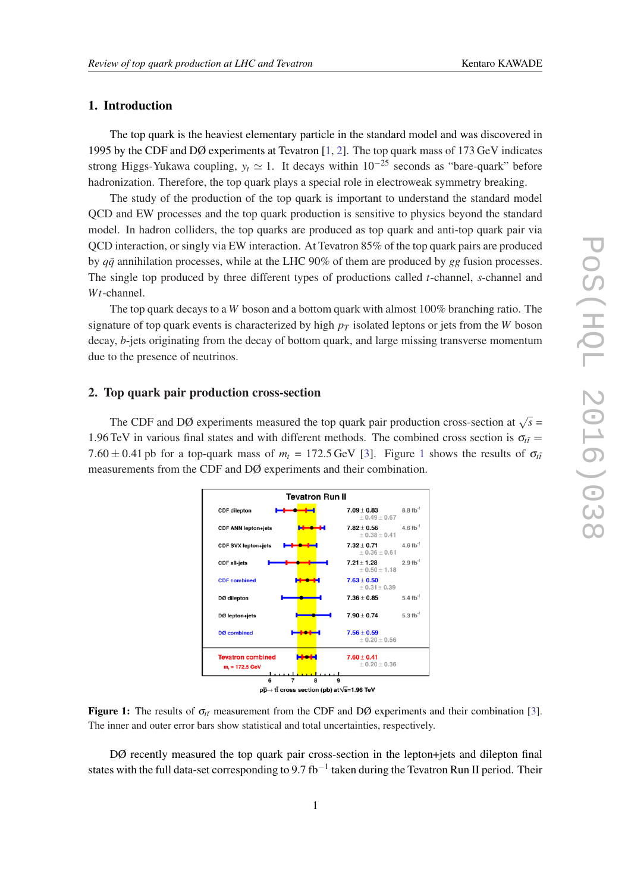## 1. Introduction

The top quark is the heaviest elementary particle in the standard model and was discovered in 1995 by the CDF and DØ experiments at Tevatron [1, 2]. The top quark mass of 173 GeV indicates strong Higgs-Yukawa coupling, $y_t \simeq 1$. It decays within $10^{-25}$ seconds as "bare-quark" before hadronization. Therefore, the top quark plays a special role in electroweak symmetry breaking.

The study of the production of the top quark is important to understand the standard model QCD and EW processes and the top quark production is sensitive to physics beyond the standard model. In hadron colliders, the top quarks are produced as top quark and anti-top quark pair via QCD interaction, or singly via EW interaction. At Tevatron 85% of the top quark pairs are produced by $q\bar{q}$ annihilation processes, while at the LHC 90% of them are produced by $gg$ fusion processes. The single top produced by three different types of productions called $t$-channel, $s$-channel and $Wt$-channel.

The top quark decays to a $W$ boson and a bottom quark with almost 100% branching ratio. The signature of top quark events is characterized by high $p_T$ isolated leptons or jets from the $W$ boson decay, $b$-jets originating from the decay of bottom quark, and large missing transverse momentum due to the presence of neutrinos.

## 2. Top quark pair production cross-section

The CDF and DØ experiments measured the top quark pair production cross-section at $\sqrt{s} = 1.96$ TeV in various final states and with different methods. The combined cross section is $\sigma_{t\bar{t}} = 7.60 \pm 0.41$ pb for a top-quark mass of $m_t = 172.5$ GeV [3]. Figure 1 shows the results of $\sigma_{t\bar{t}}$ measurements from the CDF and DØ experiments and their combination.

**Figure 1:** The results of $\sigma_{t\bar{t}}$ measurement from the CDF and DØ experiments and their combination [3]. The inner and outer error bars show statistical and total uncertainties, respectively.

DØ recently measured the top quark pair cross-section in the lepton+jets and dilepton final states with the full data-set corresponding to 9.7 fb$^{-1}$ taken during the Tevatron Run II period. Their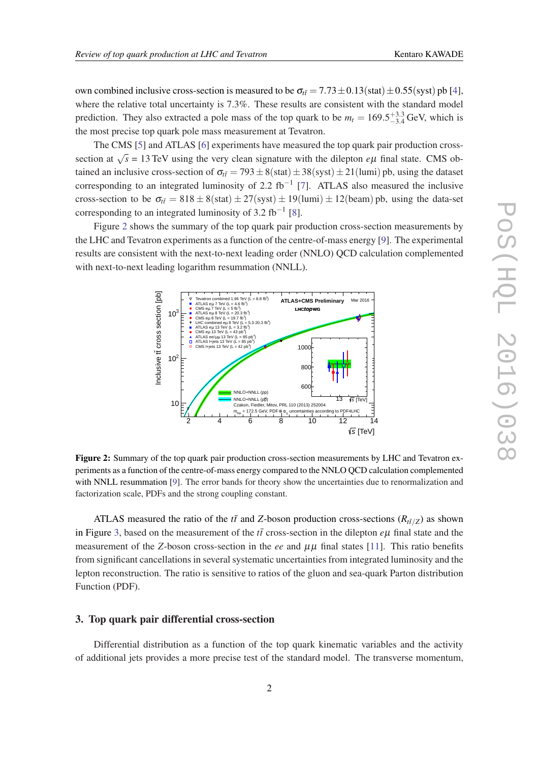own combined inclusive cross-section is measured to be $\sigma_{t\bar{t}} = 7.73 \pm 0.13(\text{stat}) \pm 0.55(\text{syst})$ pb [4], where the relative total uncertainty is 7.3%. These results are consistent with the standard model prediction. They also extracted a pole mass of the top quark to be $m_t = 169.5^{+3.3}_{-3.4}$ GeV, which is the most precise top quark pole mass measurement at Tevatron.

The CMS [5] and ATLAS [6] experiments have measured the top quark pair production cross-section at $\sqrt{s}$ = 13 TeV using the very clean signature with the dilepton $e\mu$ final state. CMS obtained an inclusive cross-section of $\sigma_{t\bar{t}} = 793 \pm 8(\text{stat}) \pm 38(\text{syst}) \pm 21(\text{lumi})$ pb, using the dataset corresponding to an integrated luminosity of 2.2 fb$^{-1}$ [7]. ATLAS also measured the inclusive cross-section to be $\sigma_{t\bar{t}} = 818 \pm 8(\text{stat}) \pm 27(\text{syst}) \pm 19(\text{lumi}) \pm 12(\text{beam})$ pb, using the data-set corresponding to an integrated luminosity of 3.2 fb$^{-1}$ [8].

Figure 2 shows the summary of the top quark pair production cross-section measurements by the LHC and Tevatron experiments as a function of the centre-of-mass energy [9]. The experimental results are consistent with the next-to-next leading order (NNLO) QCD calculation complemented with next-to-next leading logarithm resummation (NNLL).

**Figure 2:** Summary of the top quark pair production cross-section measurements by LHC and Tevatron experiments as a function of the centre-of-mass energy compared to the NNLO QCD calculation complemented with NNLL resummation [9]. The error bands for theory show the uncertainties due to renormalization and factorization scale, PDFs and the strong coupling constant.

ATLAS measured the ratio of the $t\bar{t}$ and $Z$-boson production cross-sections ($R_{t\bar{t}/Z}$) as shown in Figure 3, based on the measurement of the $t\bar{t}$ cross-section in the dilepton $e\mu$ final state and the measurement of the $Z$-boson cross-section in the $ee$ and $\mu\mu$ final states [11]. This ratio benefits from significant cancellations in several systematic uncertainties from integrated luminosity and the lepton reconstruction. The ratio is sensitive to ratios of the gluon and sea-quark Parton distribution Function (PDF).

## 3. Top quark pair differential cross-section

Differential distribution as a function of the top quark kinematic variables and the activity of additional jets provides a more precise test of the standard model. The transverse momentum,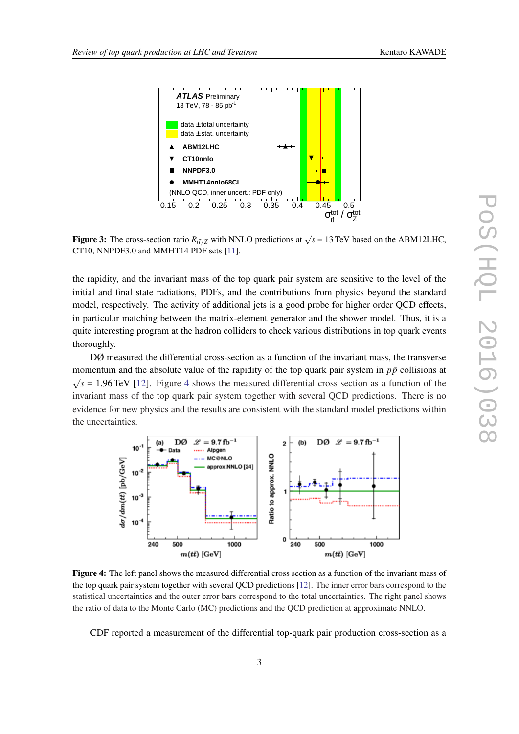**Figure 3:** The cross-section ratio $R_{t\bar{t}/Z}$ with NNLO predictions at $\sqrt{s}$ = 13 TeV based on the ABM12LHC, CT10, NNPDF3.0 and MMHT14 PDF sets [11].

the rapidity, and the invariant mass of the top quark pair system are sensitive to the level of the initial and final state radiations, PDFs, and the contributions from physics beyond the standard model, respectively. The activity of additional jets is a good probe for higher order QCD effects, in particular matching between the matrix-element generator and the shower model. Thus, it is a quite interesting program at the hadron colliders to check various distributions in top quark events thoroughly.

DØ measured the differential cross-section as a function of the invariant mass, the transverse momentum and the absolute value of the rapidity of the top quark pair system in $p\bar{p}$ collisions at $\sqrt{s}$ = 1.96 TeV [12]. Figure 4 shows the measured differential cross section as a function of the invariant mass of the top quark pair system together with several QCD predictions. There is no evidence for new physics and the results are consistent with the standard model predictions within the uncertainties.

**Figure 4:** The left panel shows the measured differential cross section as a function of the invariant mass of the top quark pair system together with several QCD predictions [12]. The inner error bars correspond to the statistical uncertainties and the outer error bars correspond to the total uncertainties. The right panel shows the ratio of data to the Monte Carlo (MC) predictions and the QCD prediction at approximate NNLO.

CDF reported a measurement of the differential top-quark pair production cross-section as a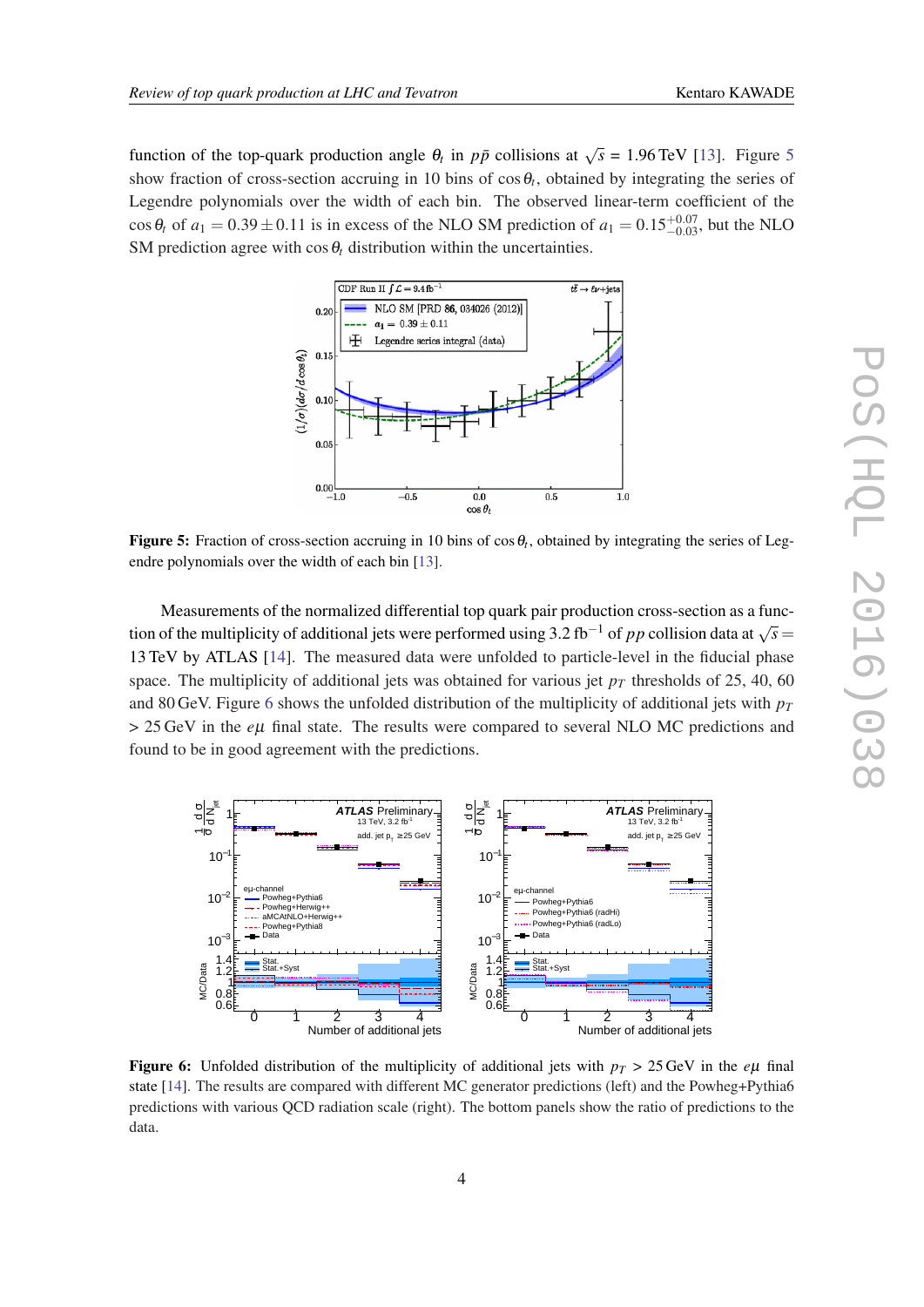function of the top-quark production angle $\theta_t$ in $p\bar{p}$ collisions at $\sqrt{s}$ = 1.96 TeV [13]. Figure 5 show fraction of cross-section accruing in 10 bins of $\cos\theta_t$, obtained by integrating the series of Legendre polynomials over the width of each bin. The observed linear-term coefficient of the $\cos\theta_t$ of $a_1 = 0.39 \pm 0.11$ is in excess of the NLO SM prediction of $a_1 = 0.15^{+0.07}_{-0.03}$, but the NLO SM prediction agree with $\cos\theta_t$ distribution within the uncertainties.

**Figure 5:** Fraction of cross-section accruing in 10 bins of $\cos\theta_t$, obtained by integrating the series of Legendre polynomials over the width of each bin [13].

Measurements of the normalized differential top quark pair production cross-section as a function of the multiplicity of additional jets were performed using 3.2 fb$^{-1}$ of $pp$ collision data at $\sqrt{s}$ = 13 TeV by ATLAS [14]. The measured data were unfolded to particle-level in the fiducial phase space. The multiplicity of additional jets was obtained for various jet $p_T$ thresholds of 25, 40, 60 and 80 GeV. Figure 6 shows the unfolded distribution of the multiplicity of additional jets with $p_T$ > 25 GeV in the $e\mu$ final state. The results were compared to several NLO MC predictions and found to be in good agreement with the predictions.

**Figure 6:** Unfolded distribution of the multiplicity of additional jets with $p_T$ > 25 GeV in the $e\mu$ final state [14]. The results are compared with different MC generator predictions (left) and the Powheg+Pythia6 predictions with various QCD radiation scale (right). The bottom panels show the ratio of predictions to the data.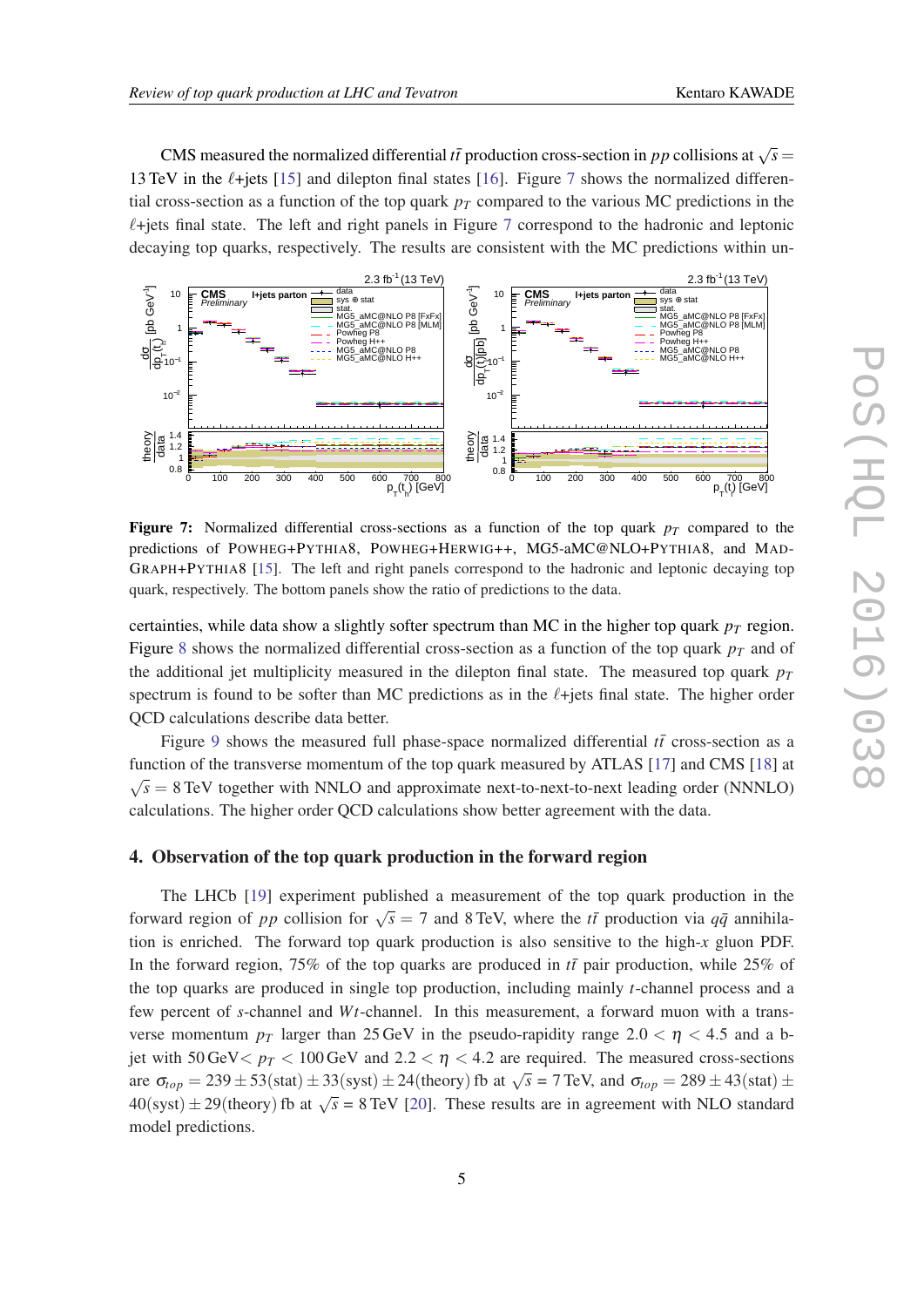CMS measured the normalized differential $t\bar{t}$ production cross-section in $pp$ collisions at $\sqrt{s} = 13$ TeV in the $\ell$+jets [15] and dilepton final states [16]. Figure 7 shows the normalized differential cross-section as a function of the top quark $p_T$ compared to the various MC predictions in the $\ell$+jets final state. The left and right panels in Figure 7 correspond to the hadronic and leptonic decaying top quarks, respectively. The results are consistent with the MC predictions within uncertainties, while data show a slightly softer spectrum than MC in the higher top quark $p_T$ region.

**Figure 7:** Normalized differential cross-sections as a function of the top quark $p_T$ compared to the predictions of POWHEG+PYTHIA8, POWHEG+HERWIG++, MG5-aMC@NLO+PYTHIA8, and MADGRAPH+PYTHIA8 [15]. The left and right panels correspond to the hadronic and leptonic decaying top quark, respectively. The bottom panels show the ratio of predictions to the data.

Figure 8 shows the normalized differential cross-section as a function of the top quark $p_T$ and of the additional jet multiplicity measured in the dilepton final state. The measured top quark $p_T$ spectrum is found to be softer than MC predictions as in the $\ell$+jets final state. The higher order QCD calculations describe data better.

Figure 9 shows the measured full phase-space normalized differential $t\bar{t}$ cross-section as a function of the transverse momentum of the top quark measured by ATLAS [17] and CMS [18] at $\sqrt{s} = 8$ TeV together with NNLO and approximate next-to-next-to-next leading order (NNNLO) calculations. The higher order QCD calculations show better agreement with the data.

## 4. Observation of the top quark production in the forward region

The LHCb [19] experiment published a measurement of the top quark production in the forward region of $pp$ collision for $\sqrt{s} = 7$ and 8 TeV, where the $t\bar{t}$ production via $q\bar{q}$ annihilation is enriched. The forward top quark production is also sensitive to the high-$x$ gluon PDF. In the forward region, 75% of the top quarks are produced in $t\bar{t}$ pair production, while 25% of the top quarks are produced in single top production, including mainly $t$-channel process and a few percent of $s$-channel and $Wt$-channel. In this measurement, a forward muon with a transverse momentum $p_T$ larger than 25 GeV in the pseudo-rapidity range $2.0 < \eta < 4.5$ and a b-jet with 50 GeV$< p_T <$ 100 GeV and $2.2 < \eta < 4.2$ are required. The measured cross-sections are $\sigma_{top} = 239 \pm 53(\text{stat}) \pm 33(\text{syst}) \pm 24(\text{theory})$ fb at $\sqrt{s}$ = 7 TeV, and $\sigma_{top} = 289 \pm 43(\text{stat}) \pm 40(\text{syst}) \pm 29(\text{theory})$ fb at $\sqrt{s}$ = 8 TeV [20]. These results are in agreement with NLO standard model predictions.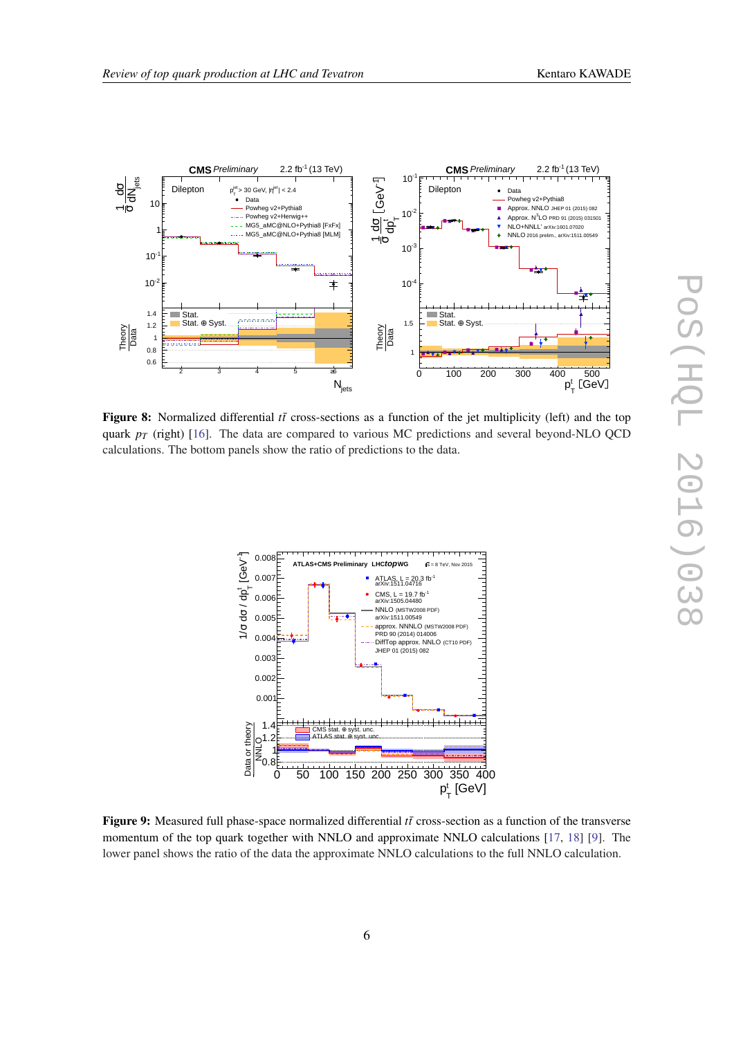**Figure 8:** Normalized differential $t\bar{t}$ cross-sections as a function of the jet multiplicity (left) and the top quark $p_T$ (right) [16]. The data are compared to various MC predictions and several beyond-NLO QCD calculations. The bottom panels show the ratio of predictions to the data.

**Figure 9:** Measured full phase-space normalized differential $t\bar{t}$ cross-section as a function of the transverse momentum of the top quark together with NNLO and approximate NNLO calculations [17, 18] [9]. The lower panel shows the ratio of the data the approximate NNLO calculations to the full NNLO calculation.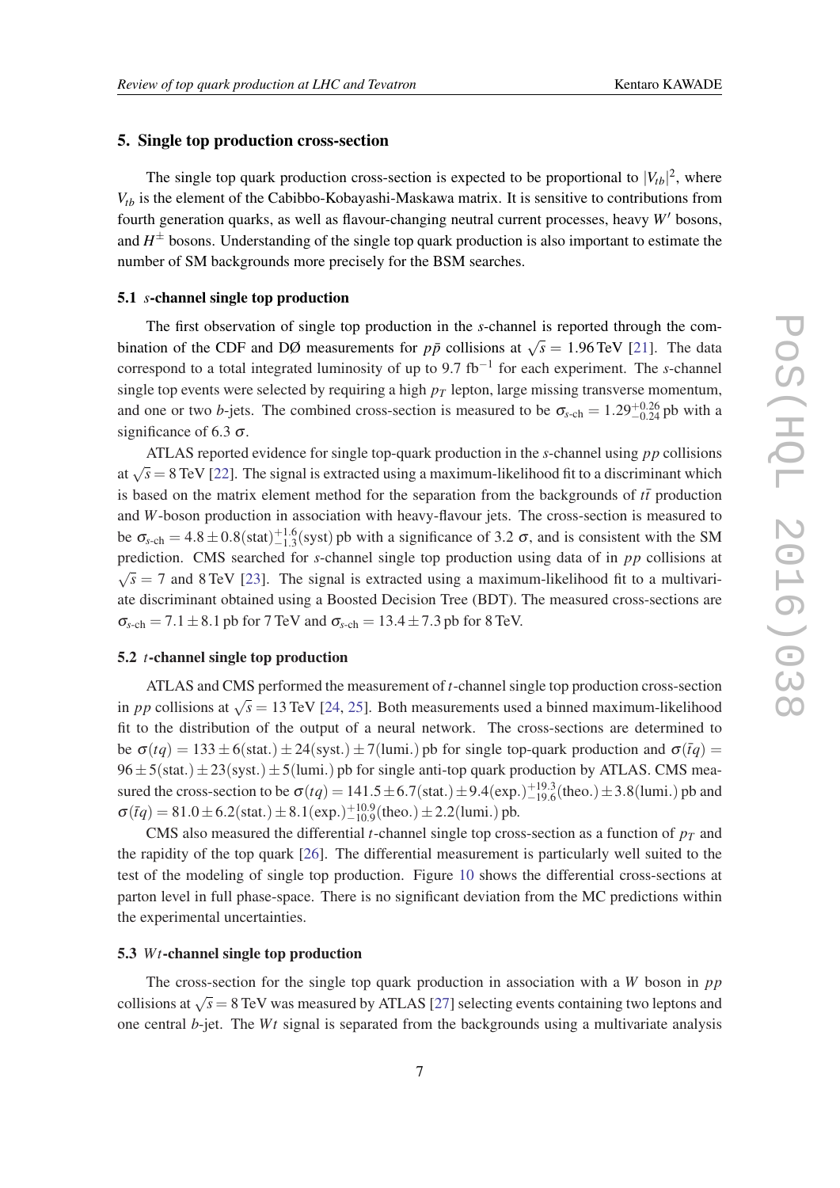## 5. Single top production cross-section

The single top quark production cross-section is expected to be proportional to $|V_{tb}|^2$, where $V_{tb}$ is the element of the Cabibbo-Kobayashi-Maskawa matrix. It is sensitive to contributions from fourth generation quarks, as well as flavour-changing neutral current processes, heavy $W'$ bosons, and $H^{\pm}$ bosons. Understanding of the single top quark production is also important to estimate the number of SM backgrounds more precisely for the BSM searches.

### 5.1 *s*-channel single top production

The first observation of single top production in the *s*-channel is reported through the combination of the CDF and DØ measurements for $p\bar{p}$ collisions at $\sqrt{s} = 1.96$ TeV [21]. The data correspond to a total integrated luminosity of up to 9.7 fb$^{-1}$ for each experiment. The *s*-channel single top events were selected by requiring a high $p_T$ lepton, large missing transverse momentum, and one or two *b*-jets. The combined cross-section is measured to be $\sigma_{s\text{-ch}} = 1.29^{+0.26}_{-0.24}$ pb with a significance of 6.3 $\sigma$.

ATLAS reported evidence for single top-quark production in the *s*-channel using *pp* collisions at $\sqrt{s} = 8$ TeV [22]. The signal is extracted using a maximum-likelihood fit to a discriminant which is based on the matrix element method for the separation from the backgrounds of $t\bar{t}$ production and *W*-boson production in association with heavy-flavour jets. The cross-section is measured to be $\sigma_{s\text{-ch}} = 4.8 \pm 0.8(\text{stat})^{+1.6}_{-1.3}(\text{syst})$ pb with a significance of 3.2 $\sigma$, and is consistent with the SM prediction. CMS searched for *s*-channel single top production using data of in *pp* collisions at $\sqrt{s} = 7$ and 8 TeV [23]. The signal is extracted using a maximum-likelihood fit to a multivariate discriminant obtained using a Boosted Decision Tree (BDT). The measured cross-sections are $\sigma_{s\text{-ch}} = 7.1 \pm 8.1$ pb for 7 TeV and $\sigma_{s\text{-ch}} = 13.4 \pm 7.3$ pb for 8 TeV.

### 5.2 *t*-channel single top production

ATLAS and CMS performed the measurement of *t*-channel single top production cross-section in *pp* collisions at $\sqrt{s} = 13$ TeV [24, 25]. Both measurements used a binned maximum-likelihood fit to the distribution of the output of a neural network. The cross-sections are determined to be $\sigma(tq) = 133 \pm 6(\text{stat.}) \pm 24(\text{syst.}) \pm 7(\text{lumi.})$ pb for single top-quark production and $\sigma(\bar{t}q) = 96 \pm 5(\text{stat.}) \pm 23(\text{syst.}) \pm 5(\text{lumi.})$ pb for single anti-top quark production by ATLAS. CMS measured the cross-section to be $\sigma(tq) = 141.5 \pm 6.7(\text{stat.}) \pm 9.4(\text{exp.})^{+19.3}_{-19.6}(\text{theo.}) \pm 3.8(\text{lumi.})$ pb and $\sigma(\bar{t}q) = 81.0 \pm 6.2(\text{stat.}) \pm 8.1(\text{exp.})^{+10.9}_{-10.9}(\text{theo.}) \pm 2.2(\text{lumi.})$ pb.

CMS also measured the differential *t*-channel single top cross-section as a function of $p_T$ and the rapidity of the top quark [26]. The differential measurement is particularly well suited to the test of the modeling of single top production. Figure 10 shows the differential cross-sections at parton level in full phase-space. There is no significant deviation from the MC predictions within the experimental uncertainties.

### 5.3 *Wt*-channel single top production

The cross-section for the single top quark production in association with a *W* boson in *pp* collisions at $\sqrt{s} = 8$ TeV was measured by ATLAS [27] selecting events containing two leptons and one central *b*-jet. The *Wt* signal is separated from the backgrounds using a multivariate analysis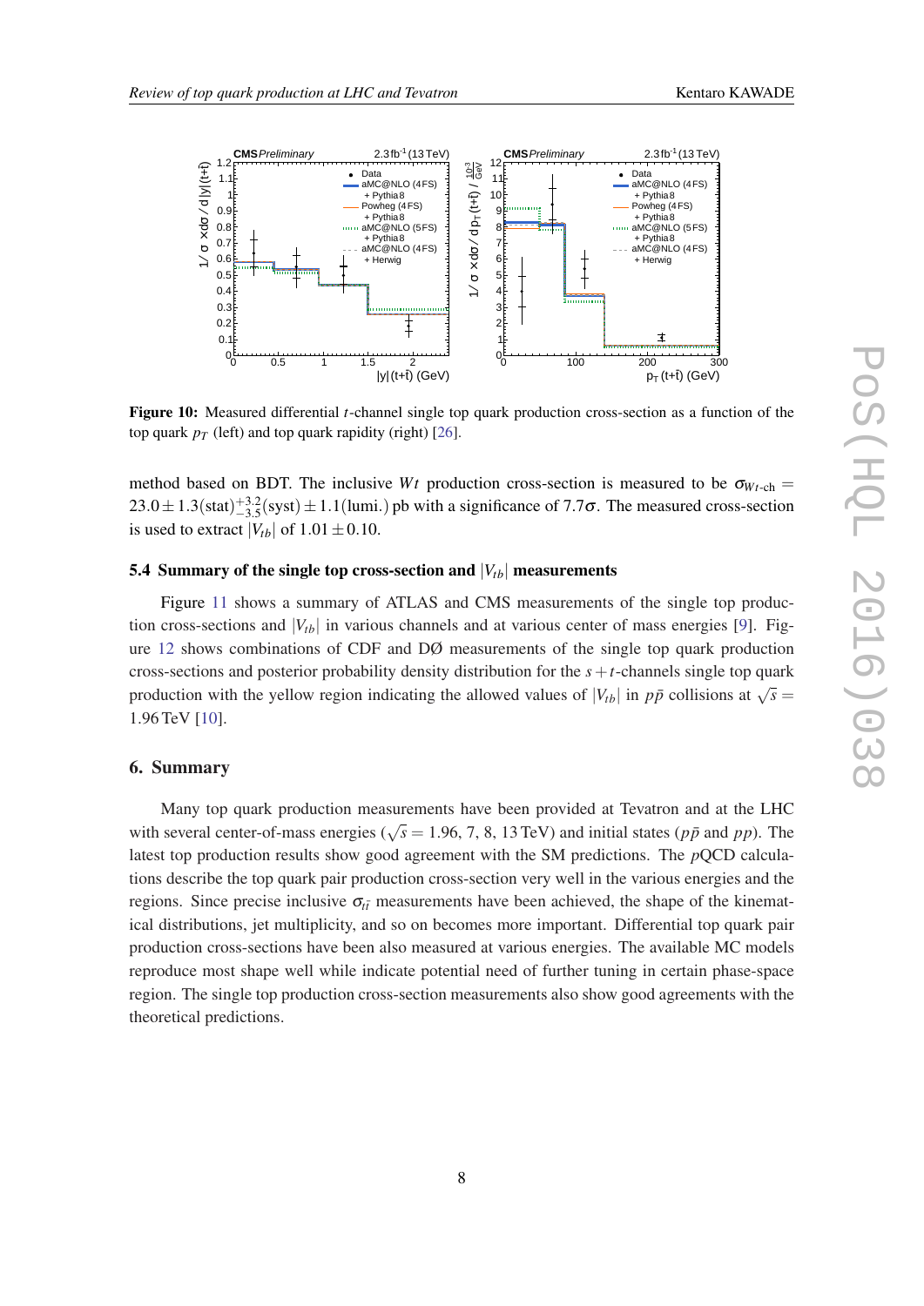**Figure 10:** Measured differential $t$-channel single top quark production cross-section as a function of the top quark $p_T$ (left) and top quark rapidity (right) [26].

method based on BDT. The inclusive $Wt$ production cross-section is measured to be $\sigma_{Wt\text{-ch}} = 23.0 \pm 1.3(\text{stat})^{+3.2}_{-3.5}(\text{syst}) \pm 1.1(\text{lumi.})$ pb with a significance of $7.7\sigma$. The measured cross-section is used to extract $|V_{tb}|$ of $1.01 \pm 0.10$.

### 5.4 Summary of the single top cross-section and $|V_{tb}|$ measurements

Figure 11 shows a summary of ATLAS and CMS measurements of the single top production cross-sections and $|V_{tb}|$ in various channels and at various center of mass energies [9]. Figure 12 shows combinations of CDF and DØ measurements of the single top quark production cross-sections and posterior probability density distribution for the $s+t$-channels single top quark production with the yellow region indicating the allowed values of $|V_{tb}|$ in $p\bar{p}$ collisions at $\sqrt{s} = 1.96$ TeV [10].

## 6. Summary

Many top quark production measurements have been provided at Tevatron and at the LHC with several center-of-mass energies ($\sqrt{s} = 1.96$, 7, 8, 13 TeV) and initial states ($p\bar{p}$ and $pp$). The latest top production results show good agreement with the SM predictions. The $p$QCD calculations describe the top quark pair production cross-section very well in the various energies and the regions. Since precise inclusive $\sigma_{t\bar{t}}$ measurements have been achieved, the shape of the kinematical distributions, jet multiplicity, and so on becomes more important. Differential top quark pair production cross-sections have been also measured at various energies. The available MC models reproduce most shape well while indicate potential need of further tuning in certain phase-space region. The single top production cross-section measurements also show good agreements with the theoretical predictions.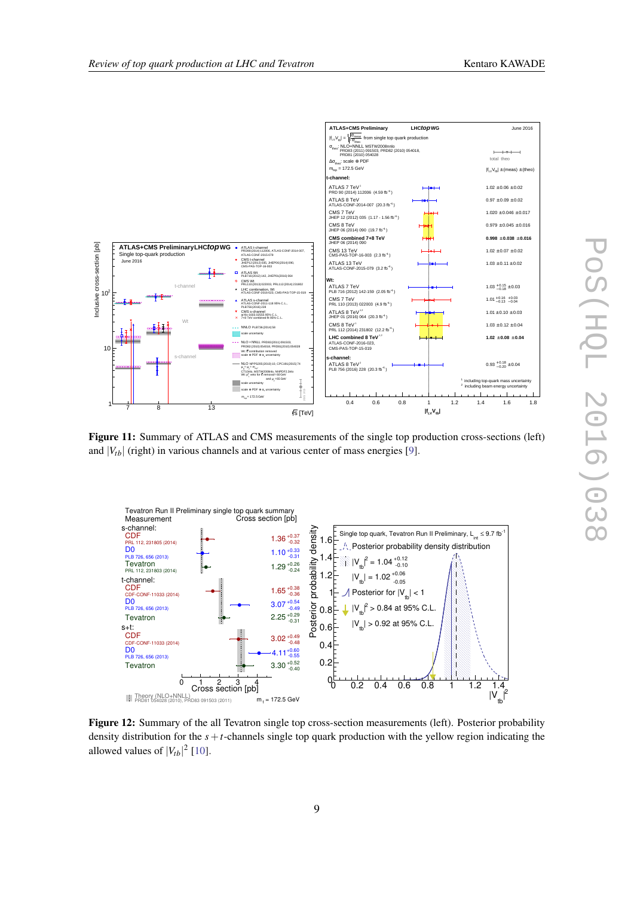**Figure 11:** Summary of ATLAS and CMS measurements of the single top production cross-sections (left) and $|V_{tb}|$ (right) in various channels and at various center of mass energies [9].

**Figure 12:** Summary of the all Tevatron single top cross-section measurements (left). Posterior probability density distribution for the $s+t$-channels single top quark production with the yellow region indicating the allowed values of $|V_{tb}|^2$ [10].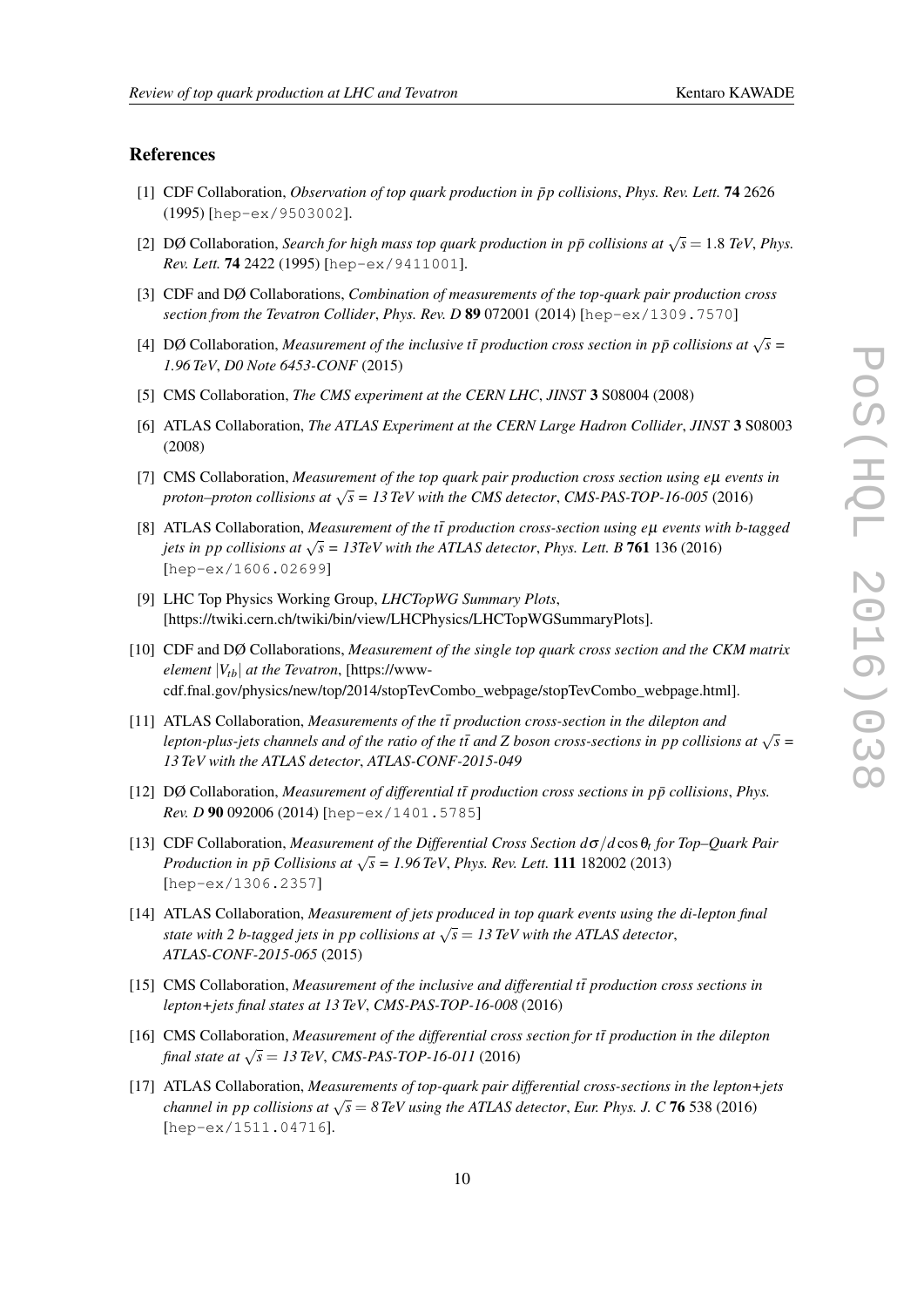## References

[1] CDF Collaboration, *Observation of top quark production in $\bar{p}p$ collisions*, *Phys. Rev. Lett.* **74** 2626 (1995) [hep-ex/9503002].

[2] DØ Collaboration, *Search for high mass top quark production in $p\bar{p}$ collisions at $\sqrt{s} = 1.8$ TeV*, *Phys. Rev. Lett.* **74** 2422 (1995) [hep-ex/9411001].

[3] CDF and DØ Collaborations, *Combination of measurements of the top-quark pair production cross section from the Tevatron Collider*, *Phys. Rev. D* **89** 072001 (2014) [hep-ex/1309.7570]

[4] DØ Collaboration, *Measurement of the inclusive $t\bar{t}$ production cross section in $p\bar{p}$ collisions at $\sqrt{s}$ = 1.96 TeV*, *D0 Note 6453-CONF* (2015)

[5] CMS Collaboration, *The CMS experiment at the CERN LHC*, *JINST* **3** S08004 (2008)

[6] ATLAS Collaboration, *The ATLAS Experiment at the CERN Large Hadron Collider*, *JINST* **3** S08003 (2008)

[7] CMS Collaboration, *Measurement of the top quark pair production cross section using $e\mu$ events in proton–proton collisions at $\sqrt{s}$ = 13 TeV with the CMS detector*, *CMS-PAS-TOP-16-005* (2016)

[8] ATLAS Collaboration, *Measurement of the $t\bar{t}$ production cross-section using $e\mu$ events with b-tagged jets in pp collisions at $\sqrt{s}$ = 13TeV with the ATLAS detector*, *Phys. Lett. B* **761** 136 (2016) [hep-ex/1606.02699]

[9] LHC Top Physics Working Group, *LHCTopWG Summary Plots*, [https://twiki.cern.ch/twiki/bin/view/LHCPhysics/LHCTopWGSummaryPlots].

[10] CDF and DØ Collaborations, *Measurement of the single top quark cross section and the CKM matrix element $|V_{tb}|$ at the Tevatron*, [https://www-cdf.fnal.gov/physics/new/top/2014/stopTevCombo_webpage/stopTevCombo_webpage.html].

[11] ATLAS Collaboration, *Measurements of the $t\bar{t}$ production cross-section in the dilepton and lepton-plus-jets channels and of the ratio of the $t\bar{t}$ and Z boson cross-sections in pp collisions at $\sqrt{s}$ = 13 TeV with the ATLAS detector*, *ATLAS-CONF-2015-049*

[12] DØ Collaboration, *Measurement of differential $t\bar{t}$ production cross sections in $p\bar{p}$ collisions*, *Phys. Rev. D* **90** 092006 (2014) [hep-ex/1401.5785]

[13] CDF Collaboration, *Measurement of the Differential Cross Section $d\sigma/d\cos\theta_t$ for Top–Quark Pair Production in $p\bar{p}$ Collisions at $\sqrt{s}$ = 1.96 TeV*, *Phys. Rev. Lett.* **111** 182002 (2013) [hep-ex/1306.2357]

[14] ATLAS Collaboration, *Measurement of jets produced in top quark events using the di-lepton final state with 2 b-tagged jets in pp collisions at $\sqrt{s} = 13$ TeV with the ATLAS detector*, *ATLAS-CONF-2015-065* (2015)

[15] CMS Collaboration, *Measurement of the inclusive and differential $t\bar{t}$ production cross sections in lepton+jets final states at 13 TeV*, *CMS-PAS-TOP-16-008* (2016)

[16] CMS Collaboration, *Measurement of the differential cross section for $t\bar{t}$ production in the dilepton final state at $\sqrt{s} = 13$ TeV*, *CMS-PAS-TOP-16-011* (2016)

[17] ATLAS Collaboration, *Measurements of top-quark pair differential cross-sections in the lepton+jets channel in pp collisions at $\sqrt{s} = 8$ TeV using the ATLAS detector*, *Eur. Phys. J. C* **76** 538 (2016) [hep-ex/1511.04716].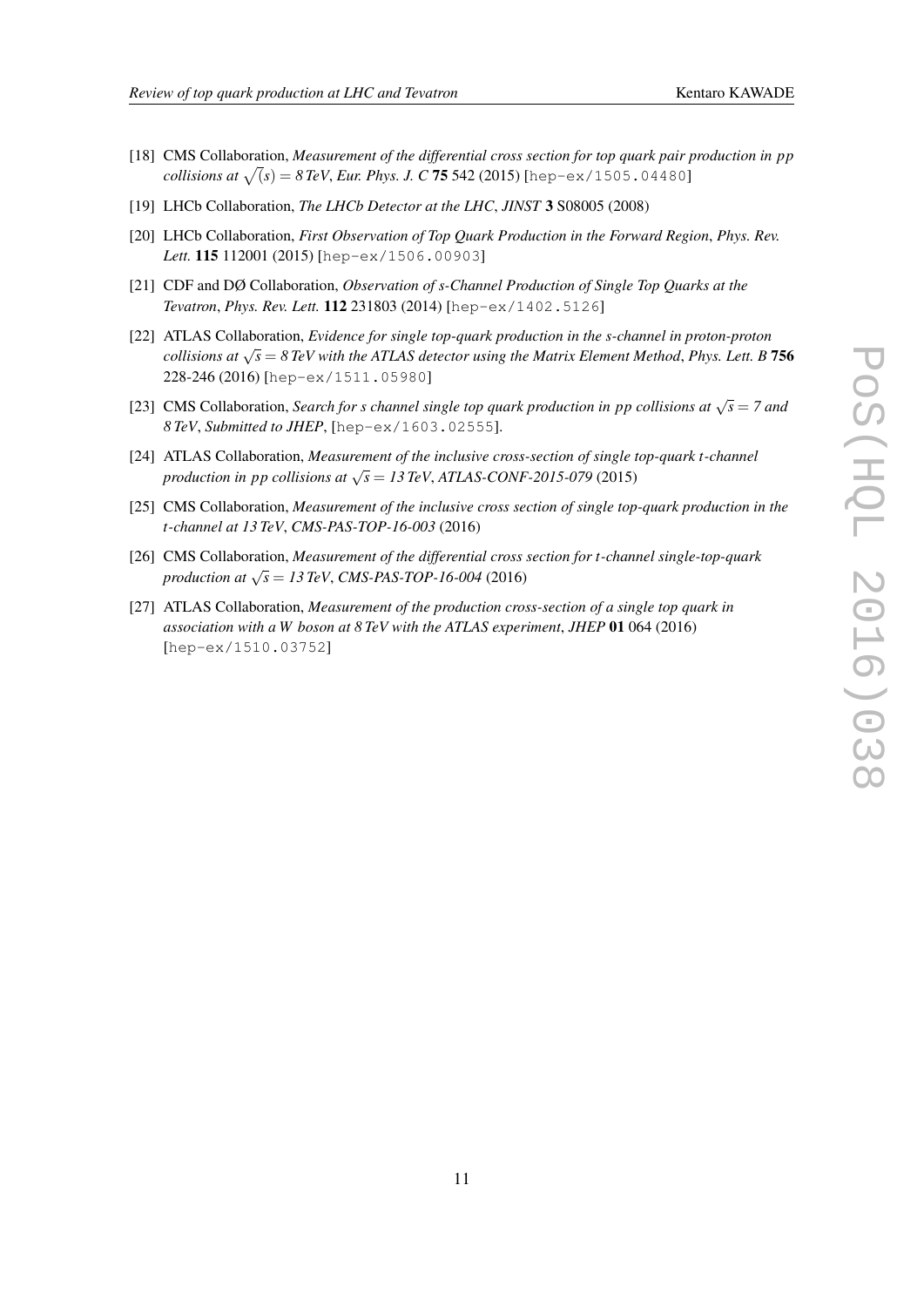[18] CMS Collaboration, *Measurement of the differential cross section for top quark pair production in pp collisions at $\sqrt(s) = 8\,TeV$*, *Eur. Phys. J. C* **75** 542 (2015) [hep-ex/1505.04480]

[19] LHCb Collaboration, *The LHCb Detector at the LHC*, *JINST* **3** S08005 (2008)

[20] LHCb Collaboration, *First Observation of Top Quark Production in the Forward Region*, *Phys. Rev. Lett.* **115** 112001 (2015) [hep-ex/1506.00903]

[21] CDF and DØ Collaboration, *Observation of s-Channel Production of Single Top Quarks at the Tevatron*, *Phys. Rev. Lett.* **112** 231803 (2014) [hep-ex/1402.5126]

[22] ATLAS Collaboration, *Evidence for single top-quark production in the s-channel in proton-proton collisions at $\sqrt{s} = 8\,TeV$ with the ATLAS detector using the Matrix Element Method*, *Phys. Lett. B* **756** 228-246 (2016) [hep-ex/1511.05980]

[23] CMS Collaboration, *Search for s channel single top quark production in pp collisions at $\sqrt{s} = 7$ and 8 TeV*, *Submitted to JHEP*, [hep-ex/1603.02555].

[24] ATLAS Collaboration, *Measurement of the inclusive cross-section of single top-quark t-channel production in pp collisions at $\sqrt{s} = 13\,TeV$*, *ATLAS-CONF-2015-079* (2015)

[25] CMS Collaboration, *Measurement of the inclusive cross section of single top-quark production in the t-channel at 13 TeV*, *CMS-PAS-TOP-16-003* (2016)

[26] CMS Collaboration, *Measurement of the differential cross section for t-channel single-top-quark production at $\sqrt{s} = 13\,TeV$*, *CMS-PAS-TOP-16-004* (2016)

[27] ATLAS Collaboration, *Measurement of the production cross-section of a single top quark in association with a W boson at 8 TeV with the ATLAS experiment*, *JHEP* **01** 064 (2016) [hep-ex/1510.03752]